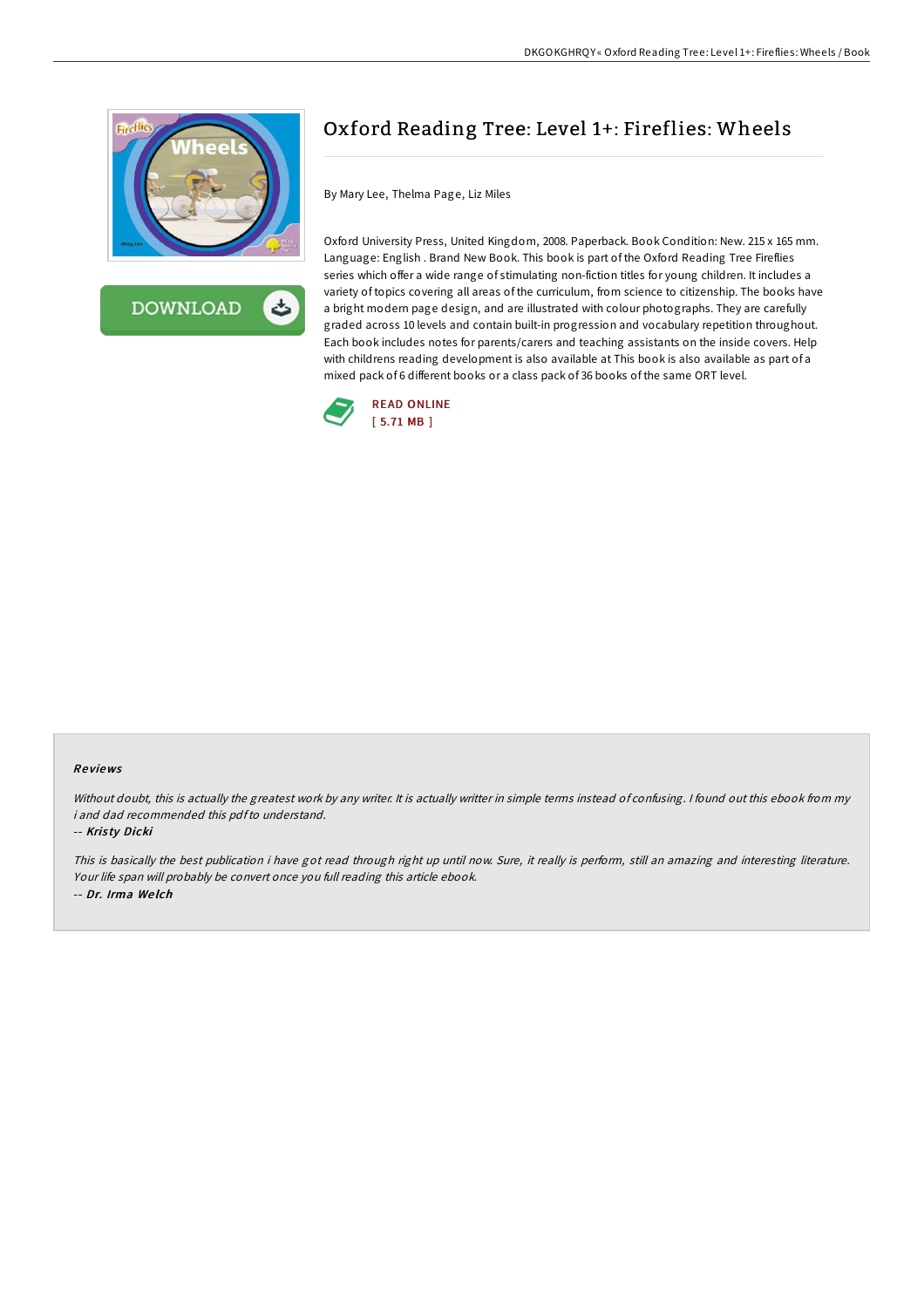# Oxford Reading Tree: Level 1+: Fireflies: Wheels

By Mary Lee, Thelma Page, Liz Miles

Oxford University Press, United Kingdom, 2008. Paperback. Book Condition: New. 215 x 165 mm. Language: English . Brand New Book. This book is part of the Oxford Reading Tree Fireflies series which offer a wide range of stimulating non-fiction titles for young children. It includes a variety of topics covering all areas of the curriculum, from science to citizenship. The books have a bright modern page design, and are illustrated with colour photographs. They are carefully graded across 10 levels and contain built-in progression and vocabulary repetition throughout. Each book includes notes for parents/carers and teaching assistants on the inside covers. Help with childrens reading development is also available at This book is also available as part of a mixed pack of 6 different books or a class pack of 36 books of the same ORT level.

READ ONLINE
[ 5.71 MB ]

### Reviews

*Without doubt, this is actually the greatest work by any writer. It is actually writter in simple terms instead of confusing. I found out this ebook from my i and dad recommended this pdf to understand.*

-- ***Kristy Dicki***

*This is basically the best publication i have got read through right up until now. Sure, it really is perform, still an amazing and interesting literature. Your life span will probably be convert once you full reading this article ebook.*

-- ***Dr. Irma Welch***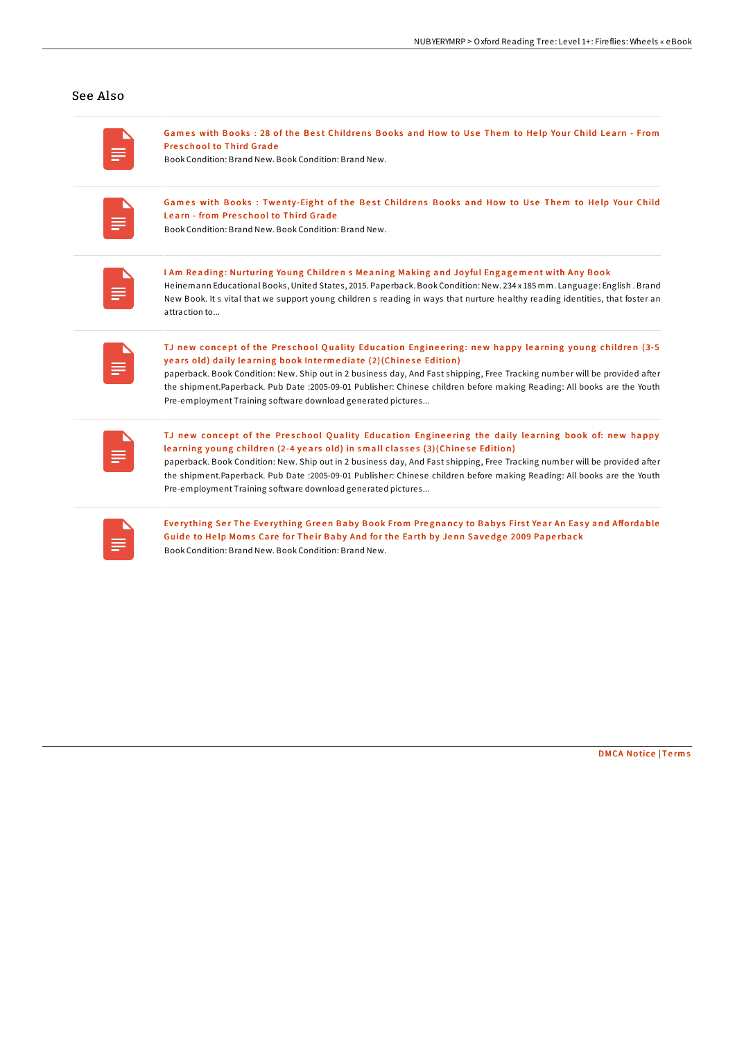## See Also

**Games with Books : 28 of the Best Childrens Books and How to Use Them to Help Your Child Learn - From Preschool to Third Grade**

Book Condition: Brand New. Book Condition: Brand New.

**Games with Books : Twenty-Eight of the Best Childrens Books and How to Use Them to Help Your Child Learn - from Preschool to Third Grade**

Book Condition: Brand New. Book Condition: Brand New.

**I Am Reading: Nurturing Young Children s Meaning Making and Joyful Engagement with Any Book**

Heinemann Educational Books, United States, 2015. Paperback. Book Condition: New. 234 x 185 mm. Language: English . Brand New Book. It s vital that we support young children s reading in ways that nurture healthy reading identities, that foster an attraction to...

**TJ new concept of the Preschool Quality Education Engineering: new happy learning young children (3-5 years old) daily learning book Intermediate (2)(Chinese Edition)**

paperback. Book Condition: New. Ship out in 2 business day, And Fast shipping, Free Tracking number will be provided after the shipment.Paperback. Pub Date :2005-09-01 Publisher: Chinese children before making Reading: All books are the Youth Pre-employment Training software download generated pictures...

**TJ new concept of the Preschool Quality Education Engineering the daily learning book of: new happy learning young children (2-4 years old) in small classes (3)(Chinese Edition)**

paperback. Book Condition: New. Ship out in 2 business day, And Fast shipping, Free Tracking number will be provided after the shipment.Paperback. Pub Date :2005-09-01 Publisher: Chinese children before making Reading: All books are the Youth Pre-employment Training software download generated pictures...

**Everything Ser The Everything Green Baby Book From Pregnancy to Babys First Year An Easy and Affordable Guide to Help Moms Care for Their Baby And for the Earth by Jenn Savedge 2009 Paperback**

Book Condition: Brand New. Book Condition: Brand New.

DMCA Notice | Terms